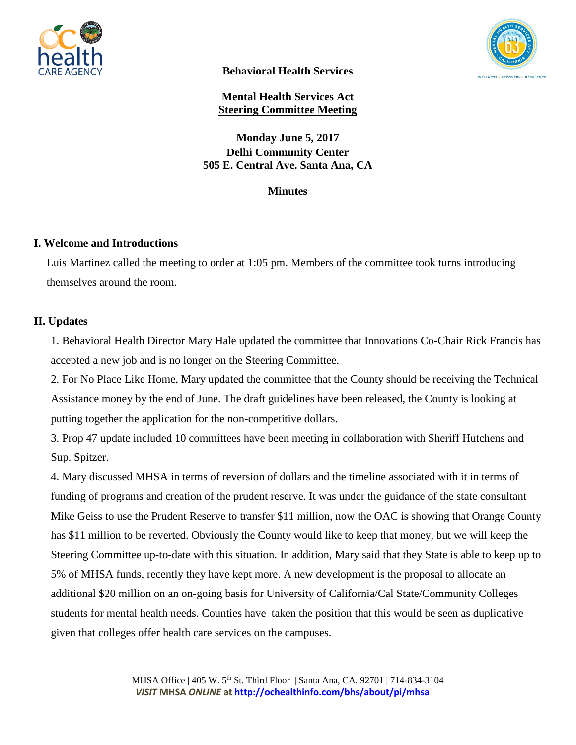**Behavioral Health Services**

**Mental Health Services Act**
**Steering Committee Meeting**

**Monday June 5, 2017**
**Delhi Community Center**
**505 E. Central Ave. Santa Ana, CA**

**Minutes**

## I. Welcome and Introductions

Luis Martinez called the meeting to order at 1:05 pm. Members of the committee took turns introducing themselves around the room.

## II. Updates

1. Behavioral Health Director Mary Hale updated the committee that Innovations Co-Chair Rick Francis has accepted a new job and is no longer on the Steering Committee.
2. For No Place Like Home, Mary updated the committee that the County should be receiving the Technical Assistance money by the end of June. The draft guidelines have been released, the County is looking at putting together the application for the non-competitive dollars.
3. Prop 47 update included 10 committees have been meeting in collaboration with Sheriff Hutchens and Sup. Spitzer.
4. Mary discussed MHSA in terms of reversion of dollars and the timeline associated with it in terms of funding of programs and creation of the prudent reserve. It was under the guidance of the state consultant Mike Geiss to use the Prudent Reserve to transfer $11 million, now the OAC is showing that Orange County has $11 million to be reverted. Obviously the County would like to keep that money, but we will keep the Steering Committee up-to-date with this situation. In addition, Mary said that they State is able to keep up to 5% of MHSA funds, recently they have kept more. A new development is the proposal to allocate an additional $20 million on an on-going basis for University of California/Cal State/Community Colleges students for mental health needs. Counties have taken the position that this would be seen as duplicative given that colleges offer health care services on the campuses.

MHSA Office | 405 W. 5th St. Third Floor | Santa Ana, CA. 92701 | 714-834-3104
*VISIT* **MHSA** ***ONLINE*** **at** http://ochealthinfo.com/bhs/about/pi/mhsa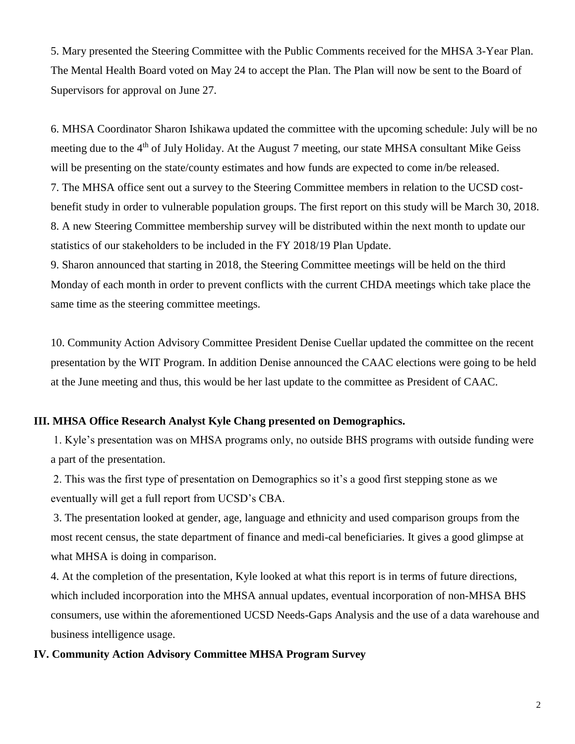5. Mary presented the Steering Committee with the Public Comments received for the MHSA 3-Year Plan. The Mental Health Board voted on May 24 to accept the Plan. The Plan will now be sent to the Board of Supervisors for approval on June 27.

6. MHSA Coordinator Sharon Ishikawa updated the committee with the upcoming schedule: July will be no meeting due to the 4th of July Holiday. At the August 7 meeting, our state MHSA consultant Mike Geiss will be presenting on the state/county estimates and how funds are expected to come in/be released.

7. The MHSA office sent out a survey to the Steering Committee members in relation to the UCSD cost-benefit study in order to vulnerable population groups. The first report on this study will be March 30, 2018.

8. A new Steering Committee membership survey will be distributed within the next month to update our statistics of our stakeholders to be included in the FY 2018/19 Plan Update.

9. Sharon announced that starting in 2018, the Steering Committee meetings will be held on the third Monday of each month in order to prevent conflicts with the current CHDA meetings which take place the same time as the steering committee meetings.

10. Community Action Advisory Committee President Denise Cuellar updated the committee on the recent presentation by the WIT Program. In addition Denise announced the CAAC elections were going to be held at the June meeting and thus, this would be her last update to the committee as President of CAAC.

**III. MHSA Office Research Analyst Kyle Chang presented on Demographics.**

1. Kyle's presentation was on MHSA programs only, no outside BHS programs with outside funding were a part of the presentation.
2. This was the first type of presentation on Demographics so it's a good first stepping stone as we eventually will get a full report from UCSD's CBA.
3. The presentation looked at gender, age, language and ethnicity and used comparison groups from the most recent census, the state department of finance and medi-cal beneficiaries. It gives a good glimpse at what MHSA is doing in comparison.
4. At the completion of the presentation, Kyle looked at what this report is in terms of future directions, which included incorporation into the MHSA annual updates, eventual incorporation of non-MHSA BHS consumers, use within the aforementioned UCSD Needs-Gaps Analysis and the use of a data warehouse and business intelligence usage.

**IV. Community Action Advisory Committee MHSA Program Survey**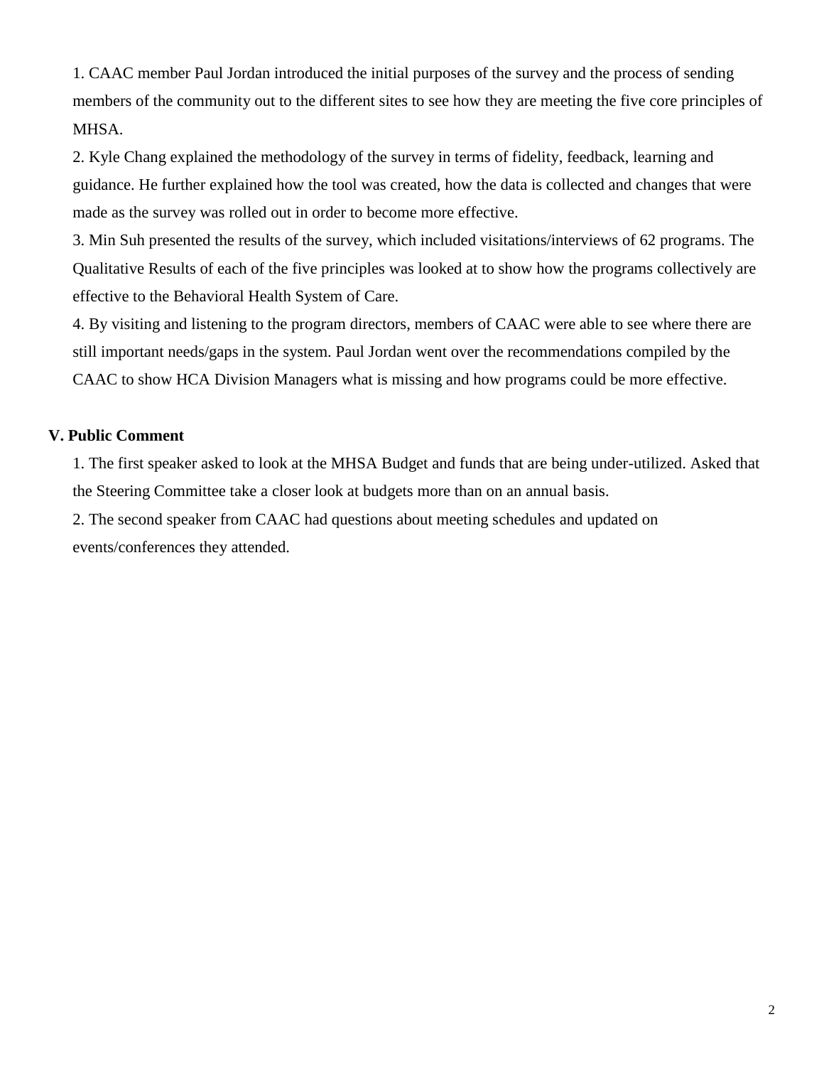1. CAAC member Paul Jordan introduced the initial purposes of the survey and the process of sending members of the community out to the different sites to see how they are meeting the five core principles of MHSA.
2. Kyle Chang explained the methodology of the survey in terms of fidelity, feedback, learning and guidance. He further explained how the tool was created, how the data is collected and changes that were made as the survey was rolled out in order to become more effective.
3. Min Suh presented the results of the survey, which included visitations/interviews of 62 programs. The Qualitative Results of each of the five principles was looked at to show how the programs collectively are effective to the Behavioral Health System of Care.
4. By visiting and listening to the program directors, members of CAAC were able to see where there are still important needs/gaps in the system. Paul Jordan went over the recommendations compiled by the CAAC to show HCA Division Managers what is missing and how programs could be more effective.

**V. Public Comment**

1. The first speaker asked to look at the MHSA Budget and funds that are being under-utilized. Asked that the Steering Committee take a closer look at budgets more than on an annual basis.
2. The second speaker from CAAC had questions about meeting schedules and updated on events/conferences they attended.